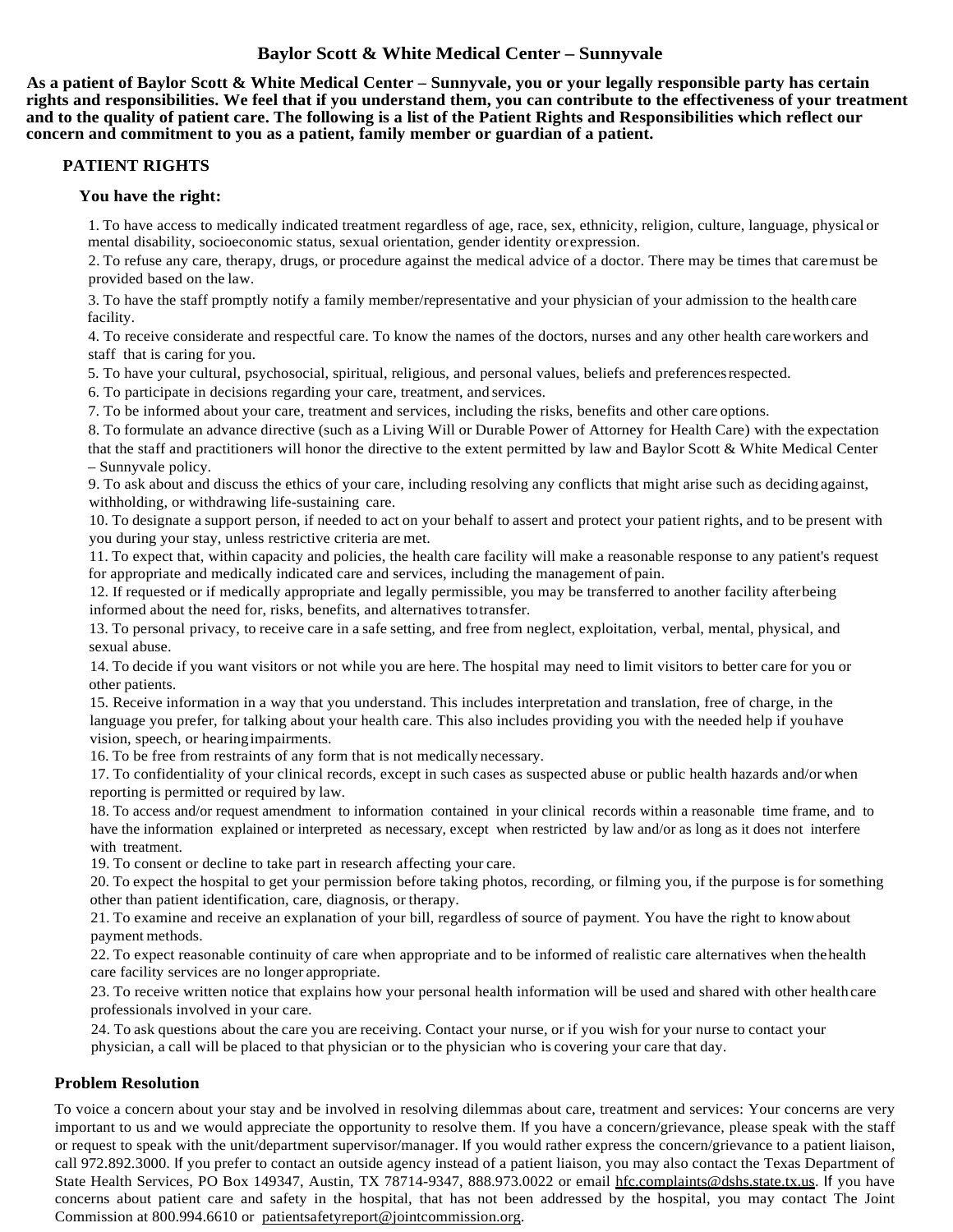# Baylor Scott & White Medical Center – Sunnyvale

**As a patient of Baylor Scott & White Medical Center – Sunnyvale, you or your legally responsible party has certain rights and responsibilities. We feel that if you understand them, you can contribute to the effectiveness of your treatment and to the quality of patient care. The following is a list of the Patient Rights and Responsibilities which reflect our concern and commitment to you as a patient, family member or guardian of a patient.**

## PATIENT RIGHTS

### You have the right:

1. To have access to medically indicated treatment regardless of age, race, sex, ethnicity, religion, culture, language, physical or mental disability, socioeconomic status, sexual orientation, gender identity or expression.
2. To refuse any care, therapy, drugs, or procedure against the medical advice of a doctor. There may be times that care must be provided based on the law.
3. To have the staff promptly notify a family member/representative and your physician of your admission to the health care facility.
4. To receive considerate and respectful care. To know the names of the doctors, nurses and any other health care workers and staff that is caring for you.
5. To have your cultural, psychosocial, spiritual, religious, and personal values, beliefs and preferences respected.
6. To participate in decisions regarding your care, treatment, and services.
7. To be informed about your care, treatment and services, including the risks, benefits and other care options.
8. To formulate an advance directive (such as a Living Will or Durable Power of Attorney for Health Care) with the expectation that the staff and practitioners will honor the directive to the extent permitted by law and Baylor Scott & White Medical Center – Sunnyvale policy.
9. To ask about and discuss the ethics of your care, including resolving any conflicts that might arise such as deciding against, withholding, or withdrawing life-sustaining care.
10. To designate a support person, if needed to act on your behalf to assert and protect your patient rights, and to be present with you during your stay, unless restrictive criteria are met.
11. To expect that, within capacity and policies, the health care facility will make a reasonable response to any patient's request for appropriate and medically indicated care and services, including the management of pain.
12. If requested or if medically appropriate and legally permissible, you may be transferred to another facility after being informed about the need for, risks, benefits, and alternatives to transfer.
13. To personal privacy, to receive care in a safe setting, and free from neglect, exploitation, verbal, mental, physical, and sexual abuse.
14. To decide if you want visitors or not while you are here. The hospital may need to limit visitors to better care for you or other patients.
15. Receive information in a way that you understand. This includes interpretation and translation, free of charge, in the language you prefer, for talking about your health care. This also includes providing you with the needed help if you have vision, speech, or hearing impairments.
16. To be free from restraints of any form that is not medically necessary.
17. To confidentiality of your clinical records, except in such cases as suspected abuse or public health hazards and/or when reporting is permitted or required by law.
18. To access and/or request amendment to information contained in your clinical records within a reasonable time frame, and to have the information explained or interpreted as necessary, except when restricted by law and/or as long as it does not interfere with treatment.
19. To consent or decline to take part in research affecting your care.
20. To expect the hospital to get your permission before taking photos, recording, or filming you, if the purpose is for something other than patient identification, care, diagnosis, or therapy.
21. To examine and receive an explanation of your bill, regardless of source of payment. You have the right to know about payment methods.
22. To expect reasonable continuity of care when appropriate and to be informed of realistic care alternatives when the health care facility services are no longer appropriate.
23. To receive written notice that explains how your personal health information will be used and shared with other health care professionals involved in your care.
24. To ask questions about the care you are receiving. Contact your nurse, or if you wish for your nurse to contact your physician, a call will be placed to that physician or to the physician who is covering your care that day.

## Problem Resolution

To voice a concern about your stay and be involved in resolving dilemmas about care, treatment and services: Your concerns are very important to us and we would appreciate the opportunity to resolve them. If you have a concern/grievance, please speak with the staff or request to speak with the unit/department supervisor/manager. If you would rather express the concern/grievance to a patient liaison, call 972.892.3000. If you prefer to contact an outside agency instead of a patient liaison, you may also contact the Texas Department of State Health Services, PO Box 149347, Austin, TX 78714-9347, 888.973.0022 or email hfc.complaints@dshs.state.tx.us. If you have concerns about patient care and safety in the hospital, that has not been addressed by the hospital, you may contact The Joint Commission at 800.994.6610 or patientsafetyreport@jointcommission.org.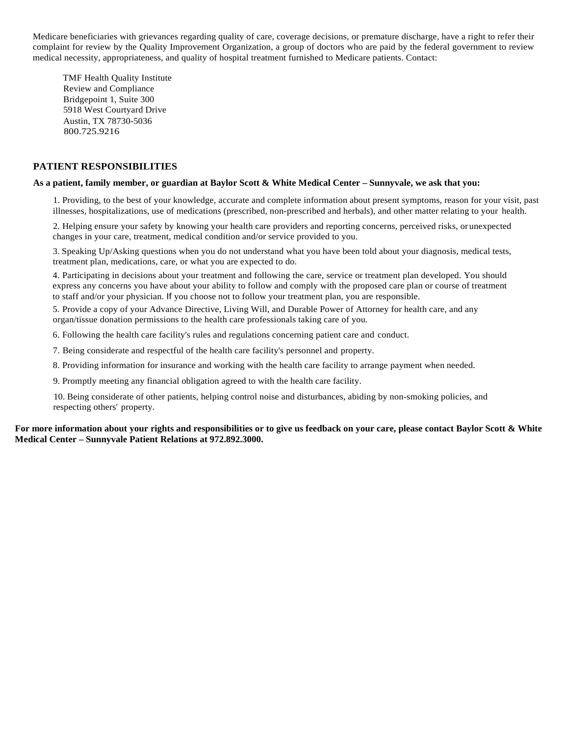Medicare beneficiaries with grievances regarding quality of care, coverage decisions, or premature discharge, have a right to refer their complaint for review by the Quality Improvement Organization, a group of doctors who are paid by the federal government to review medical necessity, appropriateness, and quality of hospital treatment furnished to Medicare patients. Contact:

TMF Health Quality Institute
Review and Compliance
Bridgepoint 1, Suite 300
5918 West Courtyard Drive
Austin, TX 78730-5036
800.725.9216

## PATIENT RESPONSIBILITIES

**As a patient, family member, or guardian at Baylor Scott & White Medical Center – Sunnyvale, we ask that you:**

1. Providing, to the best of your knowledge, accurate and complete information about present symptoms, reason for your visit, past illnesses, hospitalizations, use of medications (prescribed, non-prescribed and herbals), and other matter relating to your health.
2. Helping ensure your safety by knowing your health care providers and reporting concerns, perceived risks, or unexpected changes in your care, treatment, medical condition and/or service provided to you.
3. Speaking Up/Asking questions when you do not understand what you have been told about your diagnosis, medical tests, treatment plan, medications, care, or what you are expected to do.
4. Participating in decisions about your treatment and following the care, service or treatment plan developed. You should express any concerns you have about your ability to follow and comply with the proposed care plan or course of treatment to staff and/or your physician. If you choose not to follow your treatment plan, you are responsible.
5. Provide a copy of your Advance Directive, Living Will, and Durable Power of Attorney for health care, and any organ/tissue donation permissions to the health care professionals taking care of you.
6. Following the health care facility's rules and regulations concerning patient care and conduct.
7. Being considerate and respectful of the health care facility's personnel and property.
8. Providing information for insurance and working with the health care facility to arrange payment when needed.
9. Promptly meeting any financial obligation agreed to with the health care facility.
10. Being considerate of other patients, helping control noise and disturbances, abiding by non-smoking policies, and respecting others' property.

**For more information about your rights and responsibilities or to give us feedback on your care, please contact Baylor Scott & White Medical Center – Sunnyvale Patient Relations at 972.892.3000.**